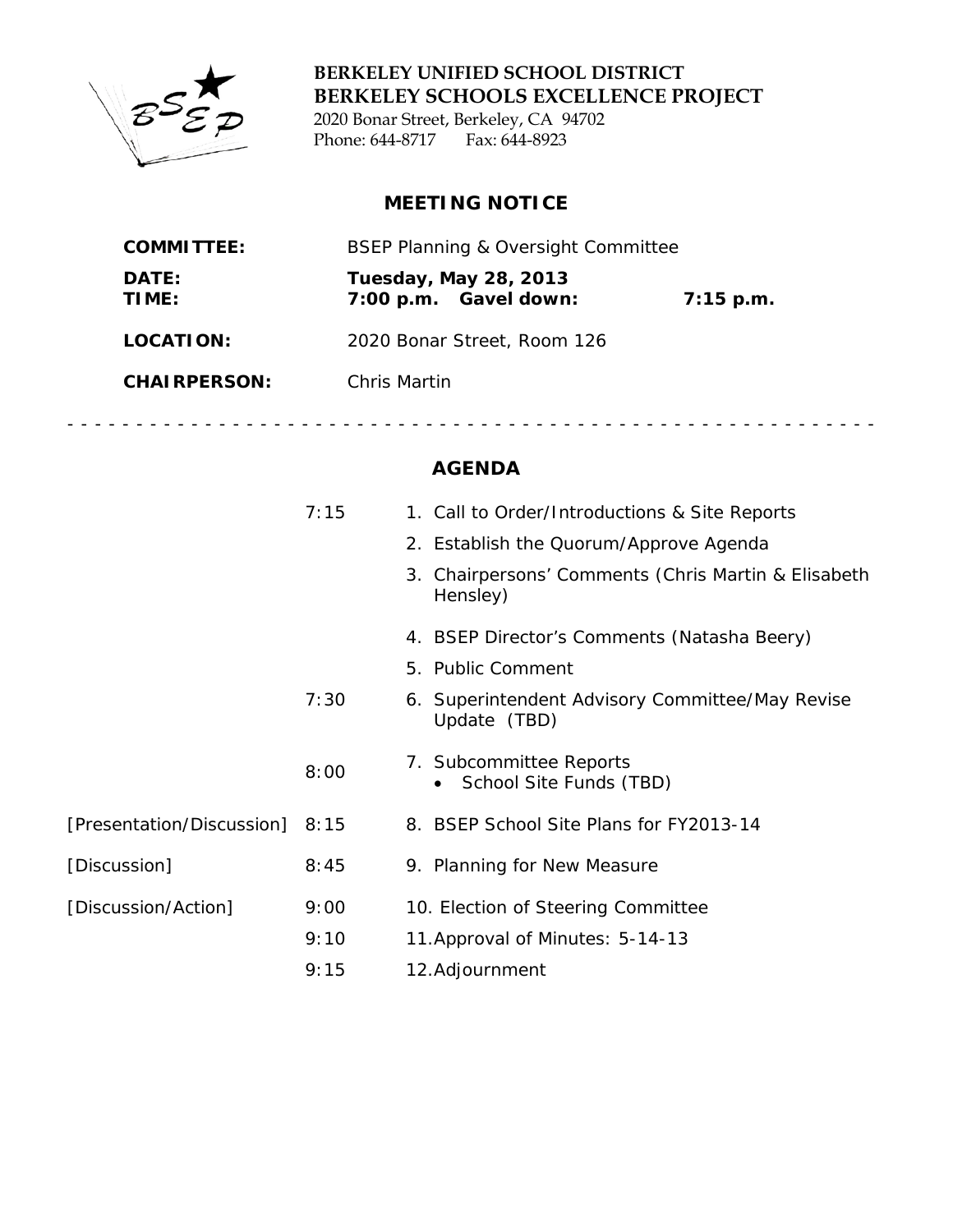**BERKELEY UNIFIED SCHOOL DISTRICT**
**BERKELEY SCHOOLS EXCELLENCE PROJECT**
2020 Bonar Street, Berkeley, CA 94702
Phone: 644-8717 Fax: 644-8923

## MEETING NOTICE

**COMMITTEE:** BSEP Planning & Oversight Committee

**DATE:** **Tuesday, May 28, 2013**
**TIME:** **7:00 p.m. Gavel down: 7:15 p.m.**

**LOCATION:** 2020 Bonar Street, Room 126

**CHAIRPERSON:** Chris Martin

- - - - - - - - - - - - - - - - - - - - - - - - - - - - - - - - - - - - - - - - - - - - - - - - - -

## AGENDA

| | | |
|---|---|---|
| | 7:15 | 1. Call to Order/Introductions & Site Reports |
| | | 2. Establish the Quorum/Approve Agenda |
| | | 3. Chairpersons' Comments (Chris Martin & Elisabeth Hensley) |
| | | 4. BSEP Director's Comments (Natasha Beery) |
| | | 5. Public Comment |
| | 7:30 | 6. Superintendent Advisory Committee/May Revise Update (TBD) |
| | 8:00 | 7. Subcommittee Reports<br>• School Site Funds (TBD) |
| [Presentation/Discussion] | 8:15 | 8. BSEP School Site Plans for FY2013-14 |
| [Discussion] | 8:45 | 9. Planning for New Measure |
| [Discussion/Action] | 9:00 | 10. Election of Steering Committee |
| | 9:10 | 11. Approval of Minutes: 5-14-13 |
| | 9:15 | 12. Adjournment |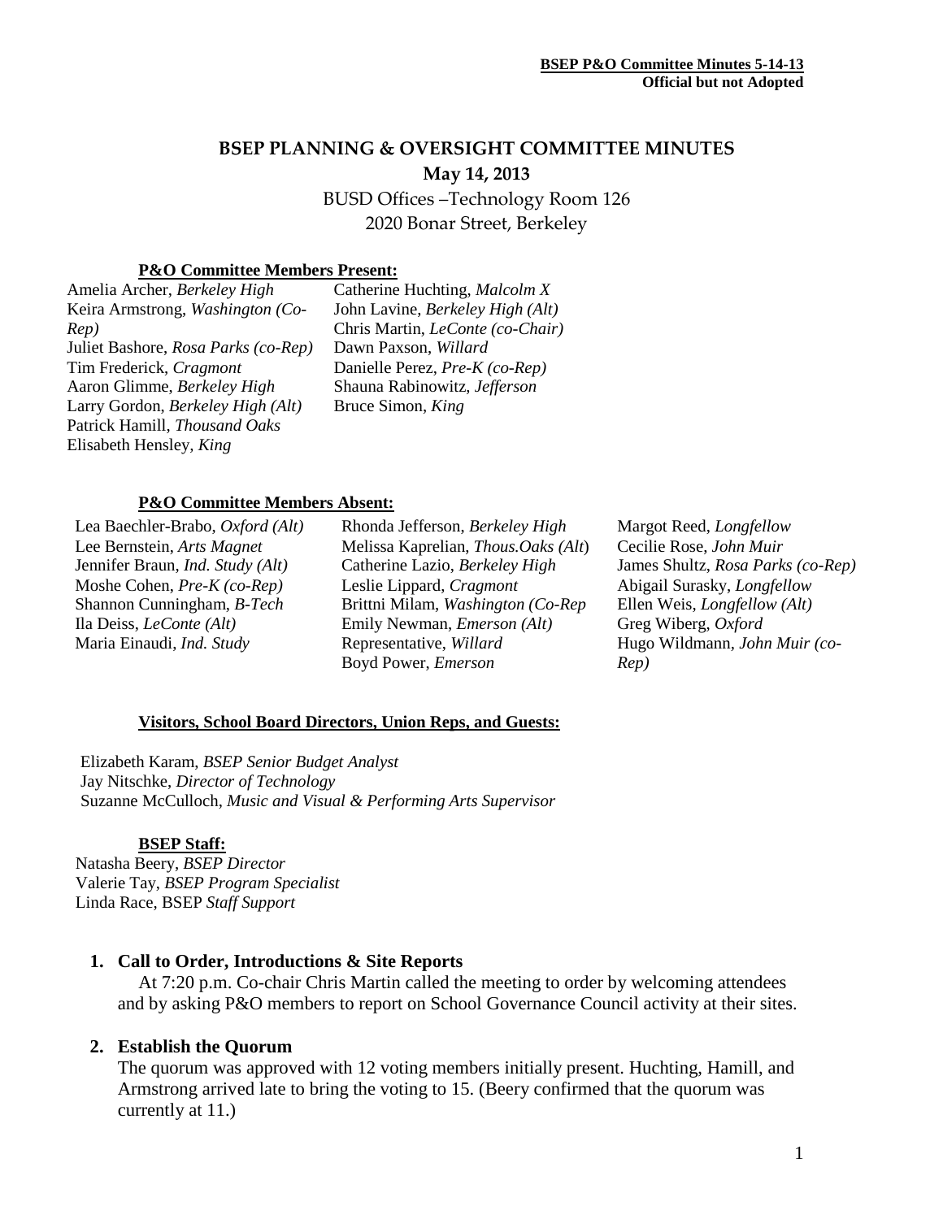# BSEP PLANNING & OVERSIGHT COMMITTEE MINUTES

**May 14, 2013**

BUSD Offices –Technology Room 126
2020 Bonar Street, Berkeley

**P&O Committee Members Present:**

Amelia Archer, *Berkeley High*
Keira Armstrong, *Washington (Co-Rep)*
Juliet Bashore, *Rosa Parks (co-Rep)*
Tim Frederick, *Cragmont*
Aaron Glimme, *Berkeley High*
Larry Gordon, *Berkeley High (Alt)*
Patrick Hamill, *Thousand Oaks*
Elisabeth Hensley, *King*
Catherine Huchting, *Malcolm X*
John Lavine, *Berkeley High (Alt)*
Chris Martin, *LeConte (co-Chair)*
Dawn Paxson, *Willard*
Danielle Perez, *Pre-K (co-Rep)*
Shauna Rabinowitz, *Jefferson*
Bruce Simon, *King*

**P&O Committee Members Absent:**

Lea Baechler-Brabo, *Oxford (Alt)*
Lee Bernstein, *Arts Magnet*
Jennifer Braun, *Ind. Study (Alt)*
Moshe Cohen, *Pre-K (co-Rep)*
Shannon Cunningham, *B-Tech*
Ila Deiss, *LeConte (Alt)*
Maria Einaudi, *Ind. Study*
Rhonda Jefferson, *Berkeley High*
Melissa Kaprelian, *Thous.Oaks (Alt)*
Catherine Lazio, *Berkeley High*
Leslie Lippard, *Cragmont*
Brittni Milam, *Washington (Co-Rep*
Emily Newman, *Emerson (Alt)*
Representative, *Willard*
Boyd Power, *Emerson*
Margot Reed, *Longfellow*
Cecilie Rose, *John Muir*
James Shultz, *Rosa Parks (co-Rep)*
Abigail Surasky, *Longfellow*
Ellen Weis, *Longfellow (Alt)*
Greg Wiberg, *Oxford*
Hugo Wildmann, *John Muir (co-Rep)*

**Visitors, School Board Directors, Union Reps, and Guests:**

Elizabeth Karam, *BSEP Senior Budget Analyst*
Jay Nitschke, *Director of Technology*
Suzanne McCulloch, *Music and Visual & Performing Arts Supervisor*

**BSEP Staff:**

Natasha Beery, *BSEP Director*
Valerie Tay, *BSEP Program Specialist*
Linda Race, BSEP *Staff Support*

## 1. Call to Order, Introductions & Site Reports

At 7:20 p.m. Co-chair Chris Martin called the meeting to order by welcoming attendees and by asking P&O members to report on School Governance Council activity at their sites.

## 2. Establish the Quorum

The quorum was approved with 12 voting members initially present. Huchting, Hamill, and Armstrong arrived late to bring the voting to 15. (Beery confirmed that the quorum was currently at 11.)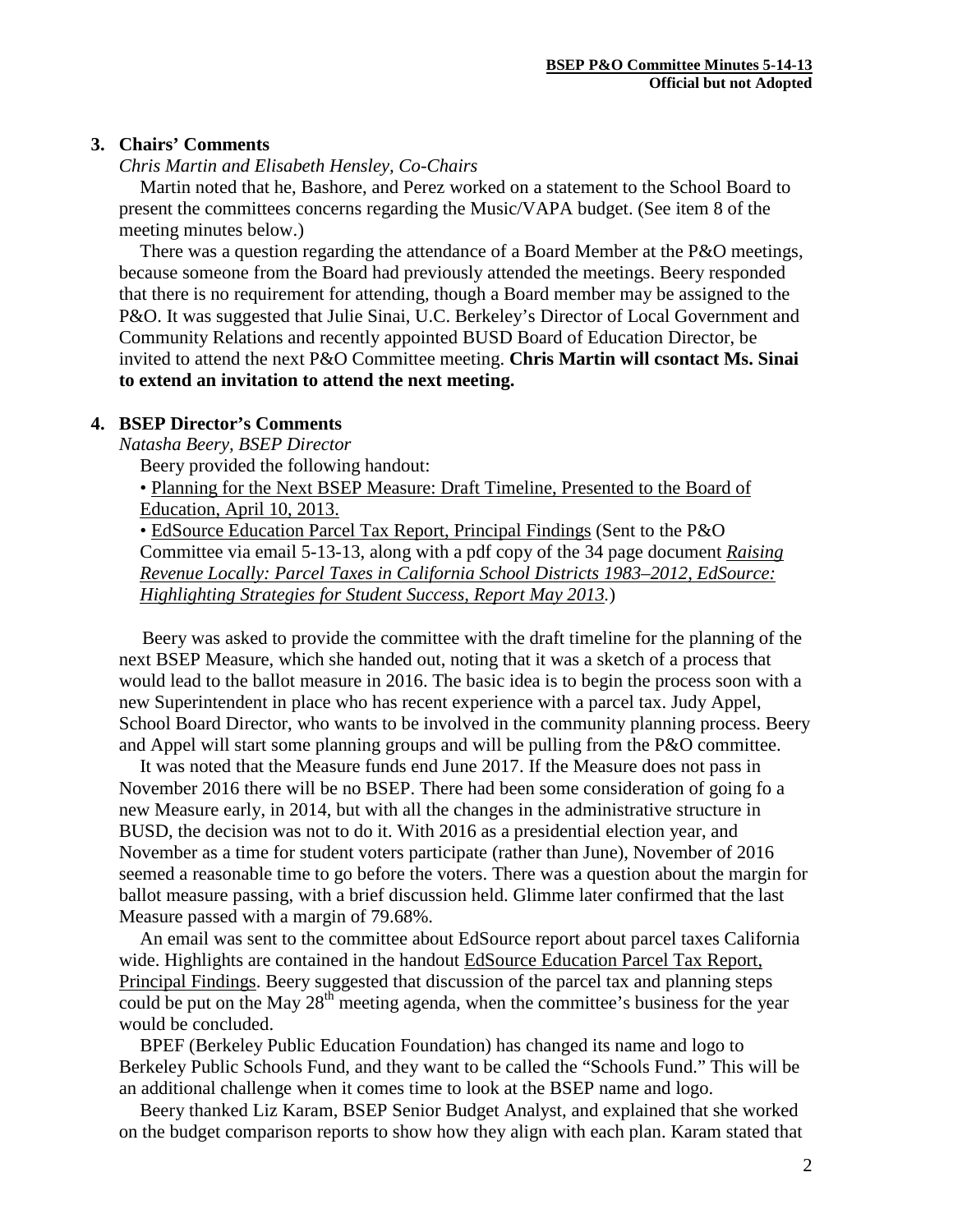## 3. Chairs' Comments

*Chris Martin and Elisabeth Hensley, Co-Chairs*

Martin noted that he, Bashore, and Perez worked on a statement to the School Board to present the committees concerns regarding the Music/VAPA budget. (See item 8 of the meeting minutes below.)

There was a question regarding the attendance of a Board Member at the P&O meetings, because someone from the Board had previously attended the meetings. Beery responded that there is no requirement for attending, though a Board member may be assigned to the P&O. It was suggested that Julie Sinai, U.C. Berkeley's Director of Local Government and Community Relations and recently appointed BUSD Board of Education Director, be invited to attend the next P&O Committee meeting. **Chris Martin will csontact Ms. Sinai to extend an invitation to attend the next meeting.**

## 4. BSEP Director's Comments

*Natasha Beery, BSEP Director*

Beery provided the following handout:

- Planning for the Next BSEP Measure: Draft Timeline, Presented to the Board of Education, April 10, 2013.
- EdSource Education Parcel Tax Report, Principal Findings (Sent to the P&O Committee via email 5-13-13, along with a pdf copy of the 34 page document *Raising Revenue Locally: Parcel Taxes in California School Districts 1983–2012, EdSource: Highlighting Strategies for Student Success, Report May 2013.*)

Beery was asked to provide the committee with the draft timeline for the planning of the next BSEP Measure, which she handed out, noting that it was a sketch of a process that would lead to the ballot measure in 2016. The basic idea is to begin the process soon with a new Superintendent in place who has recent experience with a parcel tax. Judy Appel, School Board Director, who wants to be involved in the community planning process. Beery and Appel will start some planning groups and will be pulling from the P&O committee.

It was noted that the Measure funds end June 2017. If the Measure does not pass in November 2016 there will be no BSEP. There had been some consideration of going fo a new Measure early, in 2014, but with all the changes in the administrative structure in BUSD, the decision was not to do it. With 2016 as a presidential election year, and November as a time for student voters participate (rather than June), November of 2016 seemed a reasonable time to go before the voters. There was a question about the margin for ballot measure passing, with a brief discussion held. Glimme later confirmed that the last Measure passed with a margin of 79.68%.

An email was sent to the committee about EdSource report about parcel taxes California wide. Highlights are contained in the handout EdSource Education Parcel Tax Report, Principal Findings. Beery suggested that discussion of the parcel tax and planning steps could be put on the May 28th meeting agenda, when the committee's business for the year would be concluded.

BPEF (Berkeley Public Education Foundation) has changed its name and logo to Berkeley Public Schools Fund, and they want to be called the "Schools Fund." This will be an additional challenge when it comes time to look at the BSEP name and logo.

Beery thanked Liz Karam, BSEP Senior Budget Analyst, and explained that she worked on the budget comparison reports to show how they align with each plan. Karam stated that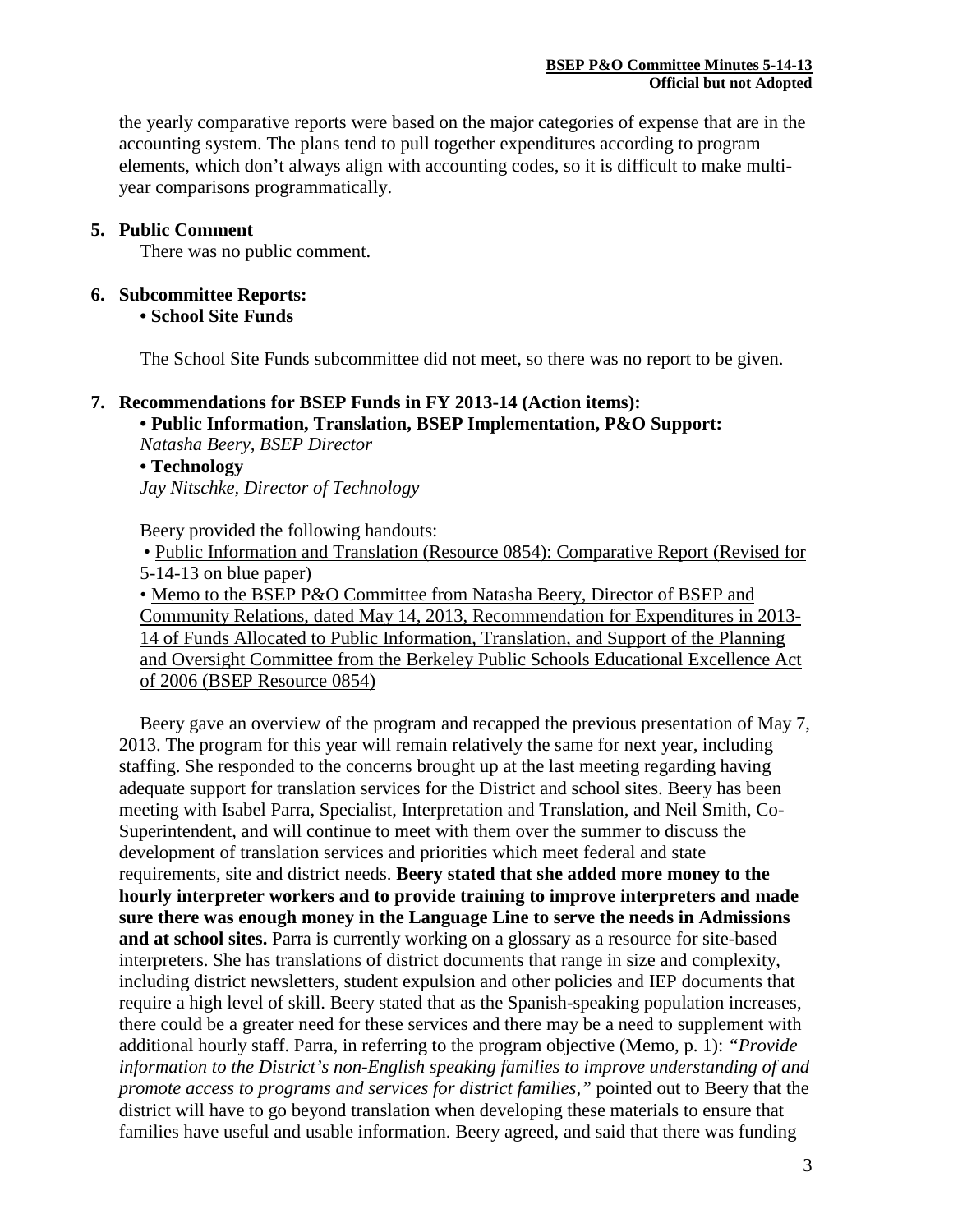the yearly comparative reports were based on the major categories of expense that are in the accounting system. The plans tend to pull together expenditures according to program elements, which don't always align with accounting codes, so it is difficult to make multi-year comparisons programmatically.

**5. Public Comment**

There was no public comment.

**6. Subcommittee Reports:**

**• School Site Funds**

The School Site Funds subcommittee did not meet, so there was no report to be given.

**7. Recommendations for BSEP Funds in FY 2013-14 (Action items):**

**• Public Information, Translation, BSEP Implementation, P&O Support:**
*Natasha Beery, BSEP Director*

**• Technology**
*Jay Nitschke, Director of Technology*

Beery provided the following handouts:

• Public Information and Translation (Resource 0854): Comparative Report (Revised for 5-14-13 on blue paper)

• Memo to the BSEP P&O Committee from Natasha Beery, Director of BSEP and Community Relations, dated May 14, 2013, Recommendation for Expenditures in 2013-14 of Funds Allocated to Public Information, Translation, and Support of the Planning and Oversight Committee from the Berkeley Public Schools Educational Excellence Act of 2006 (BSEP Resource 0854)

Beery gave an overview of the program and recapped the previous presentation of May 7, 2013. The program for this year will remain relatively the same for next year, including staffing. She responded to the concerns brought up at the last meeting regarding having adequate support for translation services for the District and school sites. Beery has been meeting with Isabel Parra, Specialist, Interpretation and Translation, and Neil Smith, Co-Superintendent, and will continue to meet with them over the summer to discuss the development of translation services and priorities which meet federal and state requirements, site and district needs. **Beery stated that she added more money to the hourly interpreter workers and to provide training to improve interpreters and made sure there was enough money in the Language Line to serve the needs in Admissions and at school sites.** Parra is currently working on a glossary as a resource for site-based interpreters. She has translations of district documents that range in size and complexity, including district newsletters, student expulsion and other policies and IEP documents that require a high level of skill. Beery stated that as the Spanish-speaking population increases, there could be a greater need for these services and there may be a need to supplement with additional hourly staff. Parra, in referring to the program objective (Memo, p. 1): *"Provide information to the District's non-English speaking families to improve understanding of and promote access to programs and services for district families,"* pointed out to Beery that the district will have to go beyond translation when developing these materials to ensure that families have useful and usable information. Beery agreed, and said that there was funding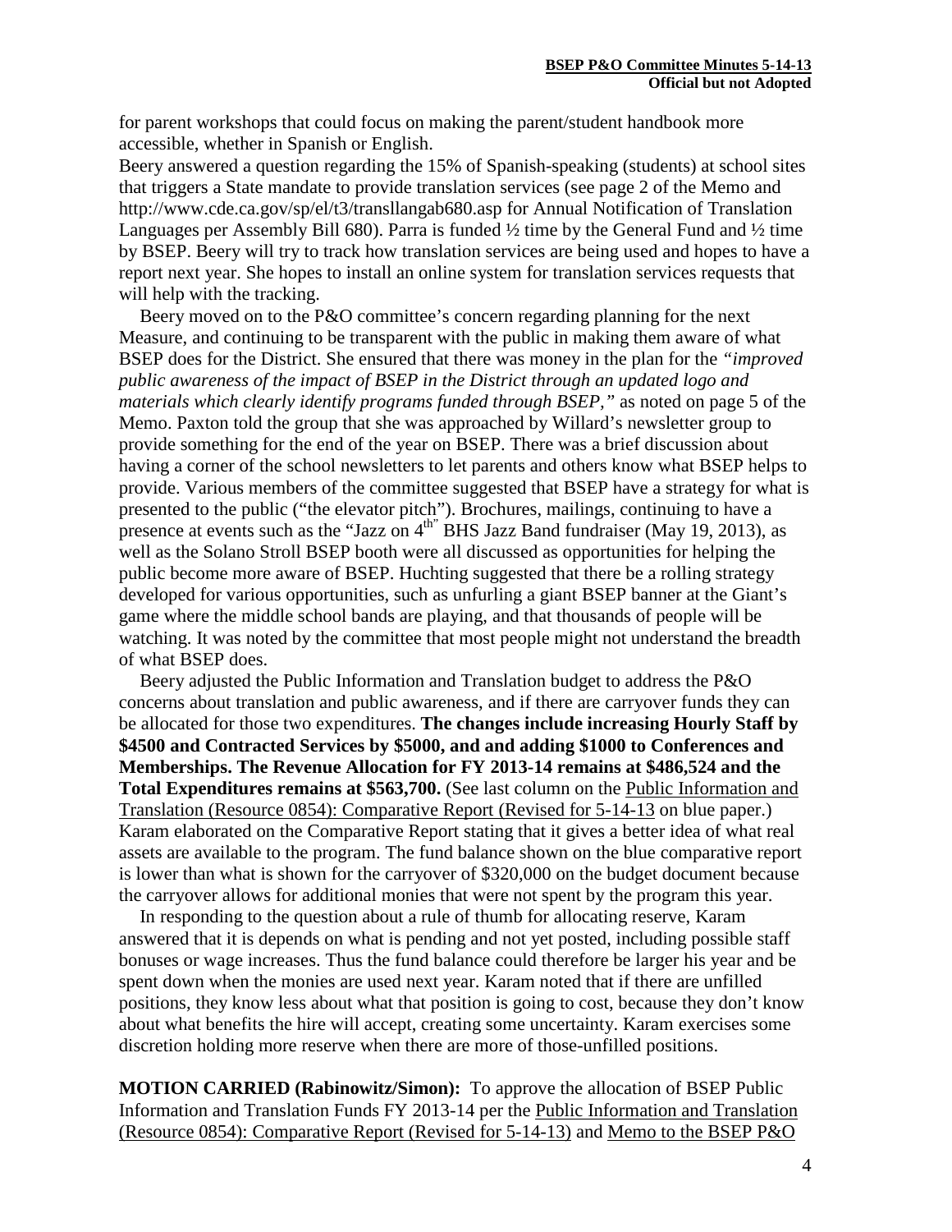for parent workshops that could focus on making the parent/student handbook more accessible, whether in Spanish or English.

Beery answered a question regarding the 15% of Spanish-speaking (students) at school sites that triggers a State mandate to provide translation services (see page 2 of the Memo and http://www.cde.ca.gov/sp/el/t3/transllangab680.asp for Annual Notification of Translation Languages per Assembly Bill 680). Parra is funded ½ time by the General Fund and ½ time by BSEP. Beery will try to track how translation services are being used and hopes to have a report next year. She hopes to install an online system for translation services requests that will help with the tracking.

Beery moved on to the P&O committee's concern regarding planning for the next Measure, and continuing to be transparent with the public in making them aware of what BSEP does for the District. She ensured that there was money in the plan for the *"improved public awareness of the impact of BSEP in the District through an updated logo and materials which clearly identify programs funded through BSEP,"* as noted on page 5 of the Memo. Paxton told the group that she was approached by Willard's newsletter group to provide something for the end of the year on BSEP. There was a brief discussion about having a corner of the school newsletters to let parents and others know what BSEP helps to provide. Various members of the committee suggested that BSEP have a strategy for what is presented to the public ("the elevator pitch"). Brochures, mailings, continuing to have a presence at events such as the "Jazz on 4th" BHS Jazz Band fundraiser (May 19, 2013), as well as the Solano Stroll BSEP booth were all discussed as opportunities for helping the public become more aware of BSEP. Huchting suggested that there be a rolling strategy developed for various opportunities, such as unfurling a giant BSEP banner at the Giant's game where the middle school bands are playing, and that thousands of people will be watching. It was noted by the committee that most people might not understand the breadth of what BSEP does.

Beery adjusted the Public Information and Translation budget to address the P&O concerns about translation and public awareness, and if there are carryover funds they can be allocated for those two expenditures. **The changes include increasing Hourly Staff by $4500 and Contracted Services by $5000, and and adding $1000 to Conferences and Memberships. The Revenue Allocation for FY 2013-14 remains at $486,524 and the Total Expenditures remains at $563,700.** (See last column on the Public Information and Translation (Resource 0854): Comparative Report (Revised for 5-14-13 on blue paper.) Karam elaborated on the Comparative Report stating that it gives a better idea of what real assets are available to the program. The fund balance shown on the blue comparative report is lower than what is shown for the carryover of $320,000 on the budget document because the carryover allows for additional monies that were not spent by the program this year.

In responding to the question about a rule of thumb for allocating reserve, Karam answered that it is depends on what is pending and not yet posted, including possible staff bonuses or wage increases. Thus the fund balance could therefore be larger his year and be spent down when the monies are used next year. Karam noted that if there are unfilled positions, they know less about what that position is going to cost, because they don't know about what benefits the hire will accept, creating some uncertainty. Karam exercises some discretion holding more reserve when there are more of those-unfilled positions.

**MOTION CARRIED (Rabinowitz/Simon):** To approve the allocation of BSEP Public Information and Translation Funds FY 2013-14 per the Public Information and Translation (Resource 0854): Comparative Report (Revised for 5-14-13) and Memo to the BSEP P&O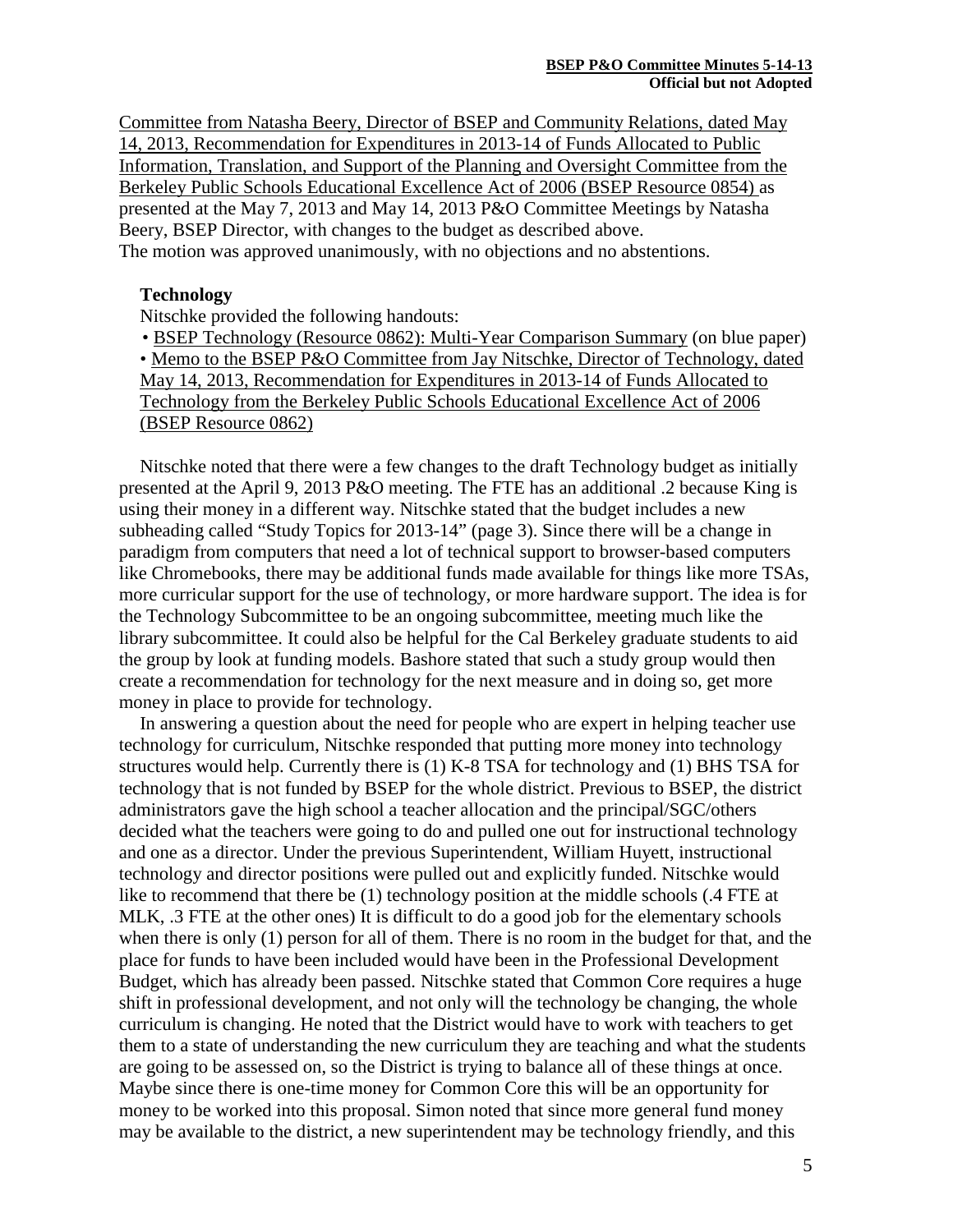Committee from Natasha Beery, Director of BSEP and Community Relations, dated May 14, 2013, Recommendation for Expenditures in 2013-14 of Funds Allocated to Public Information, Translation, and Support of the Planning and Oversight Committee from the Berkeley Public Schools Educational Excellence Act of 2006 (BSEP Resource 0854) as presented at the May 7, 2013 and May 14, 2013 P&O Committee Meetings by Natasha Beery, BSEP Director, with changes to the budget as described above.
The motion was approved unanimously, with no objections and no abstentions.

**Technology**

Nitschke provided the following handouts:

- BSEP Technology (Resource 0862): Multi-Year Comparison Summary (on blue paper)
- Memo to the BSEP P&O Committee from Jay Nitschke, Director of Technology, dated May 14, 2013, Recommendation for Expenditures in 2013-14 of Funds Allocated to Technology from the Berkeley Public Schools Educational Excellence Act of 2006 (BSEP Resource 0862)

Nitschke noted that there were a few changes to the draft Technology budget as initially presented at the April 9, 2013 P&O meeting. The FTE has an additional .2 because King is using their money in a different way. Nitschke stated that the budget includes a new subheading called "Study Topics for 2013-14" (page 3). Since there will be a change in paradigm from computers that need a lot of technical support to browser-based computers like Chromebooks, there may be additional funds made available for things like more TSAs, more curricular support for the use of technology, or more hardware support. The idea is for the Technology Subcommittee to be an ongoing subcommittee, meeting much like the library subcommittee. It could also be helpful for the Cal Berkeley graduate students to aid the group by look at funding models. Bashore stated that such a study group would then create a recommendation for technology for the next measure and in doing so, get more money in place to provide for technology.

In answering a question about the need for people who are expert in helping teacher use technology for curriculum, Nitschke responded that putting more money into technology structures would help. Currently there is (1) K-8 TSA for technology and (1) BHS TSA for technology that is not funded by BSEP for the whole district. Previous to BSEP, the district administrators gave the high school a teacher allocation and the principal/SGC/others decided what the teachers were going to do and pulled one out for instructional technology and one as a director. Under the previous Superintendent, William Huyett, instructional technology and director positions were pulled out and explicitly funded. Nitschke would like to recommend that there be (1) technology position at the middle schools (.4 FTE at MLK, .3 FTE at the other ones) It is difficult to do a good job for the elementary schools when there is only (1) person for all of them. There is no room in the budget for that, and the place for funds to have been included would have been in the Professional Development Budget, which has already been passed. Nitschke stated that Common Core requires a huge shift in professional development, and not only will the technology be changing, the whole curriculum is changing. He noted that the District would have to work with teachers to get them to a state of understanding the new curriculum they are teaching and what the students are going to be assessed on, so the District is trying to balance all of these things at once. Maybe since there is one-time money for Common Core this will be an opportunity for money to be worked into this proposal. Simon noted that since more general fund money may be available to the district, a new superintendent may be technology friendly, and this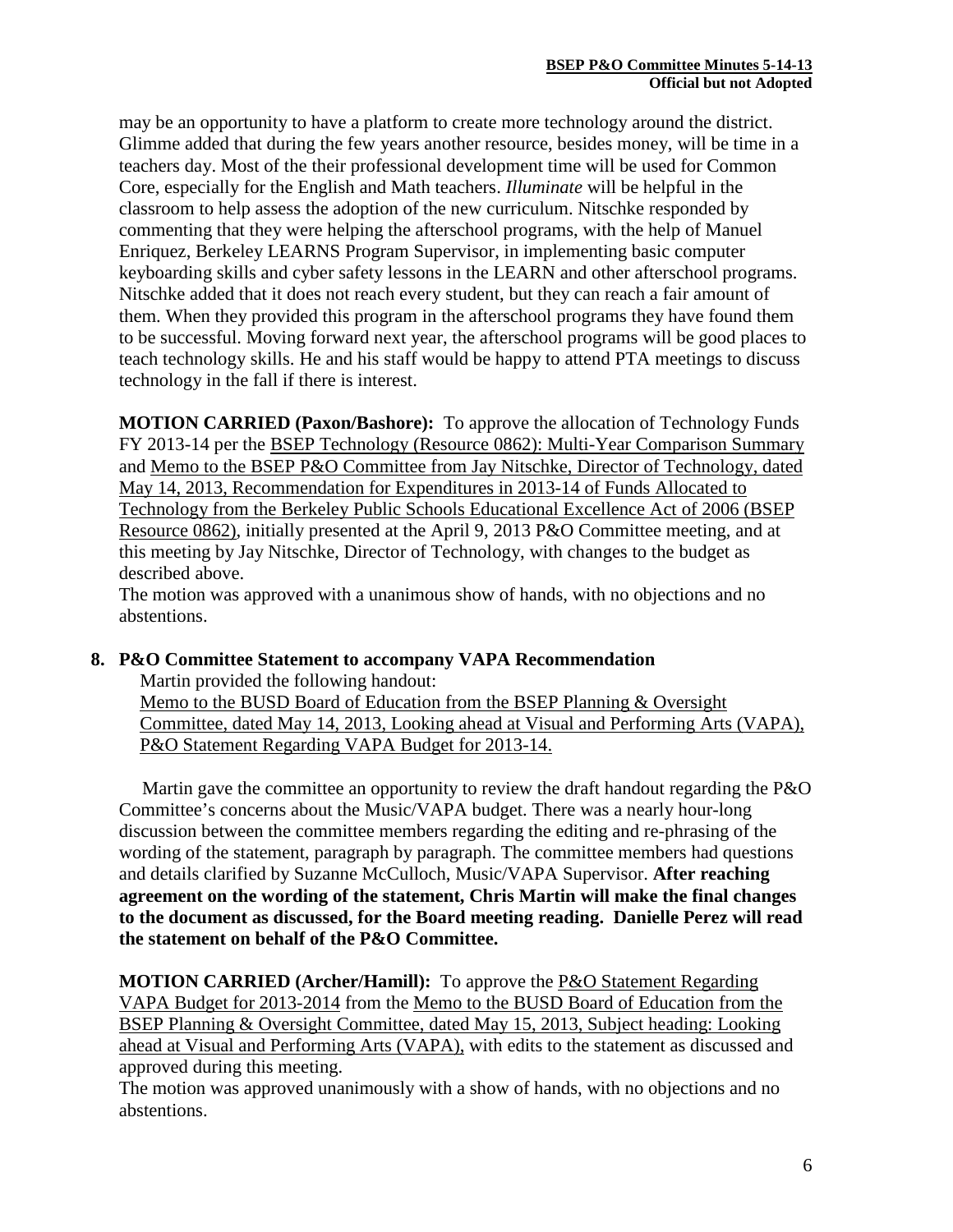may be an opportunity to have a platform to create more technology around the district. Glimme added that during the few years another resource, besides money, will be time in a teachers day. Most of the their professional development time will be used for Common Core, especially for the English and Math teachers. *Illuminate* will be helpful in the classroom to help assess the adoption of the new curriculum. Nitschke responded by commenting that they were helping the afterschool programs, with the help of Manuel Enriquez, Berkeley LEARNS Program Supervisor, in implementing basic computer keyboarding skills and cyber safety lessons in the LEARN and other afterschool programs. Nitschke added that it does not reach every student, but they can reach a fair amount of them. When they provided this program in the afterschool programs they have found them to be successful. Moving forward next year, the afterschool programs will be good places to teach technology skills. He and his staff would be happy to attend PTA meetings to discuss technology in the fall if there is interest.

**MOTION CARRIED (Paxon/Bashore):** To approve the allocation of Technology Funds FY 2013-14 per the BSEP Technology (Resource 0862): Multi-Year Comparison Summary and Memo to the BSEP P&O Committee from Jay Nitschke, Director of Technology, dated May 14, 2013, Recommendation for Expenditures in 2013-14 of Funds Allocated to Technology from the Berkeley Public Schools Educational Excellence Act of 2006 (BSEP Resource 0862), initially presented at the April 9, 2013 P&O Committee meeting, and at this meeting by Jay Nitschke, Director of Technology, with changes to the budget as described above.
The motion was approved with a unanimous show of hands, with no objections and no abstentions.

**8. P&O Committee Statement to accompany VAPA Recommendation**

Martin provided the following handout:
Memo to the BUSD Board of Education from the BSEP Planning & Oversight Committee, dated May 14, 2013, Looking ahead at Visual and Performing Arts (VAPA), P&O Statement Regarding VAPA Budget for 2013-14.

Martin gave the committee an opportunity to review the draft handout regarding the P&O Committee's concerns about the Music/VAPA budget. There was a nearly hour-long discussion between the committee members regarding the editing and re-phrasing of the wording of the statement, paragraph by paragraph. The committee members had questions and details clarified by Suzanne McCulloch, Music/VAPA Supervisor. **After reaching agreement on the wording of the statement, Chris Martin will make the final changes to the document as discussed, for the Board meeting reading. Danielle Perez will read the statement on behalf of the P&O Committee.**

**MOTION CARRIED (Archer/Hamill):** To approve the P&O Statement Regarding VAPA Budget for 2013-2014 from the Memo to the BUSD Board of Education from the BSEP Planning & Oversight Committee, dated May 15, 2013, Subject heading: Looking ahead at Visual and Performing Arts (VAPA), with edits to the statement as discussed and approved during this meeting.
The motion was approved unanimously with a show of hands, with no objections and no abstentions.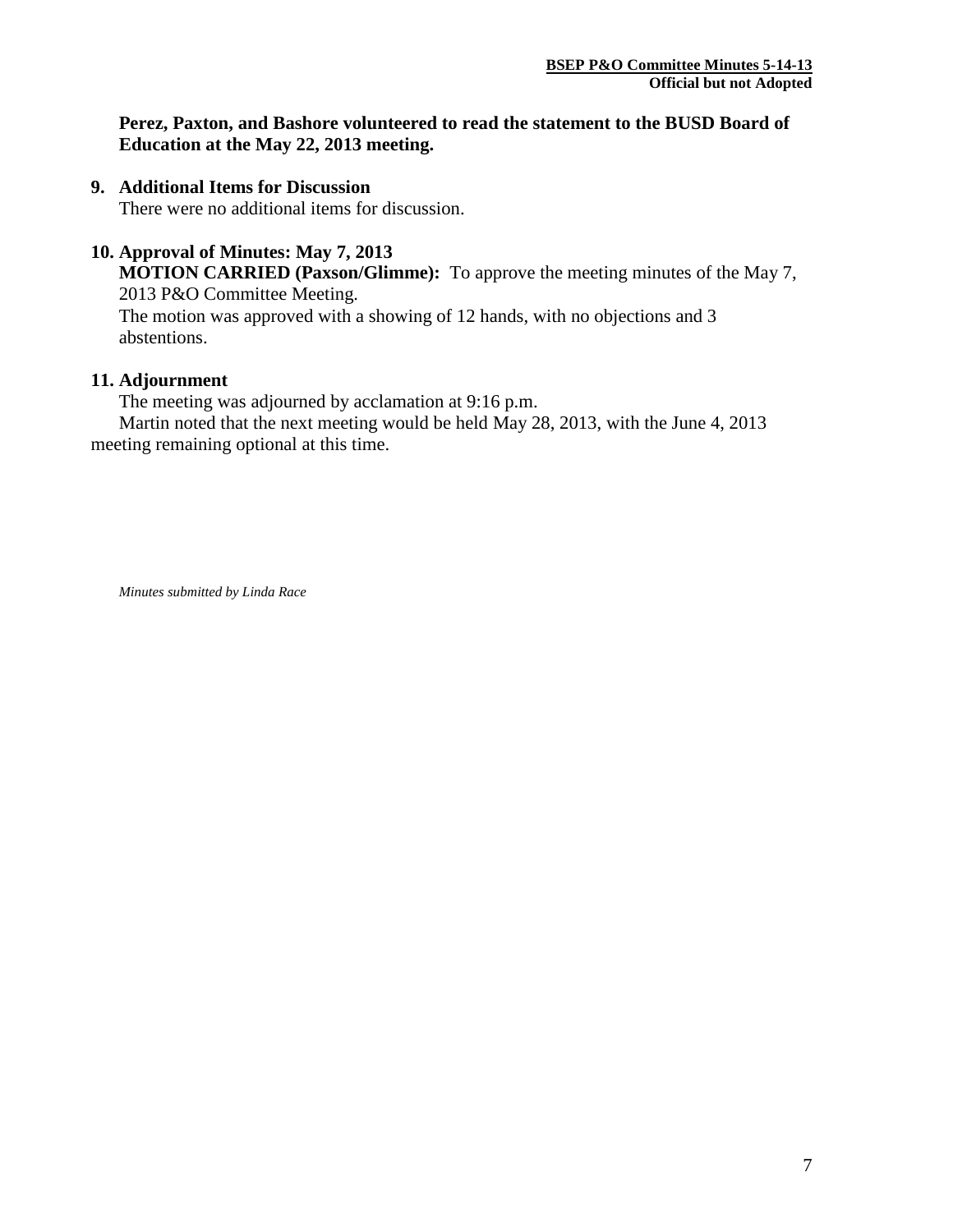**Perez, Paxton, and Bashore volunteered to read the statement to the BUSD Board of Education at the May 22, 2013 meeting.**

**9. Additional Items for Discussion**

There were no additional items for discussion.

**10. Approval of Minutes: May 7, 2013**

**MOTION CARRIED (Paxson/Glimme):** To approve the meeting minutes of the May 7, 2013 P&O Committee Meeting.

The motion was approved with a showing of 12 hands, with no objections and 3 abstentions.

**11. Adjournment**

The meeting was adjourned by acclamation at 9:16 p.m.

Martin noted that the next meeting would be held May 28, 2013, with the June 4, 2013 meeting remaining optional at this time.

*Minutes submitted by Linda Race*